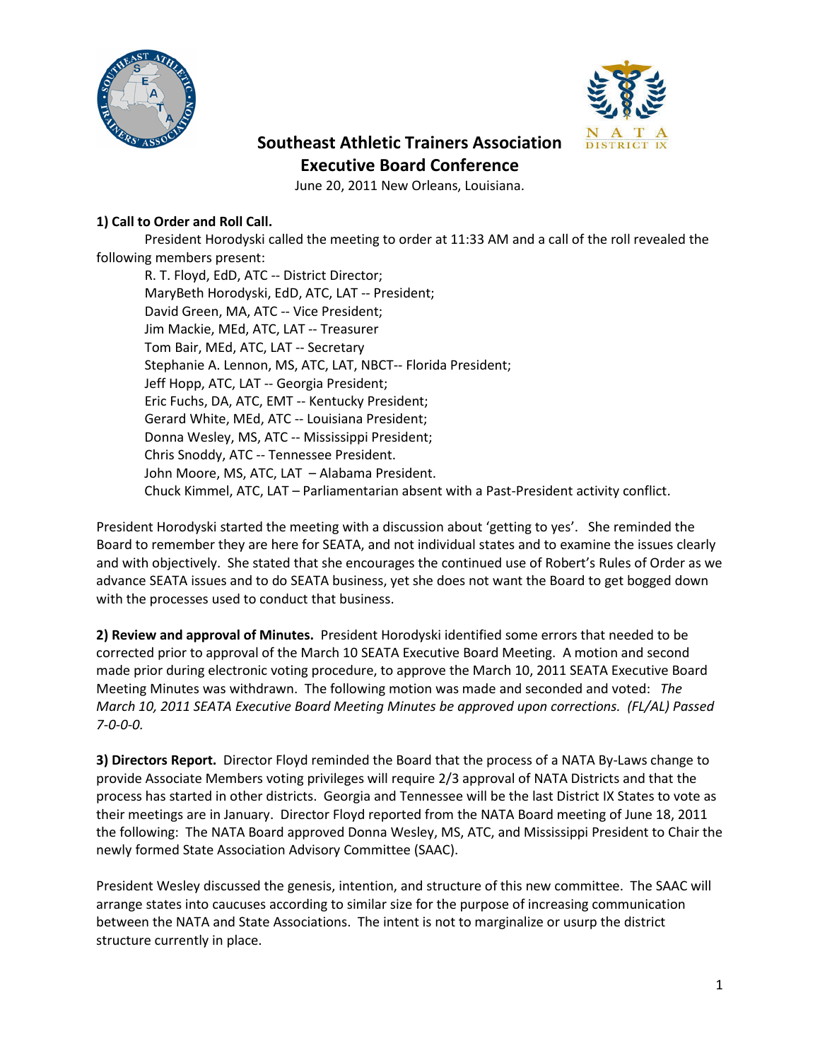# Southeast Athletic Trainers Association
## Executive Board Conference

June 20, 2011 New Orleans, Louisiana.

**1) Call to Order and Roll Call.**

President Horodyski called the meeting to order at 11:33 AM and a call of the roll revealed the following members present:

R. T. Floyd, EdD, ATC -- District Director;
MaryBeth Horodyski, EdD, ATC, LAT -- President;
David Green, MA, ATC -- Vice President;
Jim Mackie, MEd, ATC, LAT -- Treasurer
Tom Bair, MEd, ATC, LAT -- Secretary
Stephanie A. Lennon, MS, ATC, LAT, NBCT-- Florida President;
Jeff Hopp, ATC, LAT -- Georgia President;
Eric Fuchs, DA, ATC, EMT -- Kentucky President;
Gerard White, MEd, ATC -- Louisiana President;
Donna Wesley, MS, ATC -- Mississippi President;
Chris Snoddy, ATC -- Tennessee President.
John Moore, MS, ATC, LAT – Alabama President.
Chuck Kimmel, ATC, LAT – Parliamentarian absent with a Past-President activity conflict.

President Horodyski started the meeting with a discussion about 'getting to yes'. She reminded the Board to remember they are here for SEATA, and not individual states and to examine the issues clearly and with objectively. She stated that she encourages the continued use of Robert's Rules of Order as we advance SEATA issues and to do SEATA business, yet she does not want the Board to get bogged down with the processes used to conduct that business.

**2) Review and approval of Minutes.** President Horodyski identified some errors that needed to be corrected prior to approval of the March 10 SEATA Executive Board Meeting. A motion and second made prior during electronic voting procedure, to approve the March 10, 2011 SEATA Executive Board Meeting Minutes was withdrawn. The following motion was made and seconded and voted: *The March 10, 2011 SEATA Executive Board Meeting Minutes be approved upon corrections. (FL/AL) Passed 7-0-0-0.*

**3) Directors Report.** Director Floyd reminded the Board that the process of a NATA By-Laws change to provide Associate Members voting privileges will require 2/3 approval of NATA Districts and that the process has started in other districts. Georgia and Tennessee will be the last District IX States to vote as their meetings are in January. Director Floyd reported from the NATA Board meeting of June 18, 2011 the following: The NATA Board approved Donna Wesley, MS, ATC, and Mississippi President to Chair the newly formed State Association Advisory Committee (SAAC).

President Wesley discussed the genesis, intention, and structure of this new committee. The SAAC will arrange states into caucuses according to similar size for the purpose of increasing communication between the NATA and State Associations. The intent is not to marginalize or usurp the district structure currently in place.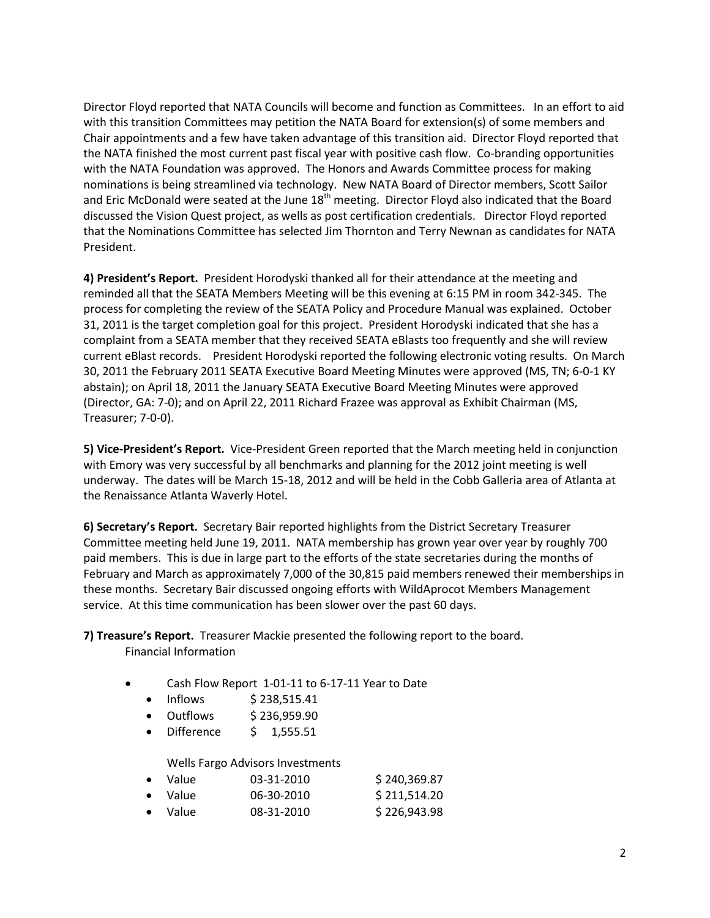Director Floyd reported that NATA Councils will become and function as Committees. In an effort to aid with this transition Committees may petition the NATA Board for extension(s) of some members and Chair appointments and a few have taken advantage of this transition aid. Director Floyd reported that the NATA finished the most current past fiscal year with positive cash flow. Co-branding opportunities with the NATA Foundation was approved. The Honors and Awards Committee process for making nominations is being streamlined via technology. New NATA Board of Director members, Scott Sailor and Eric McDonald were seated at the June 18th meeting. Director Floyd also indicated that the Board discussed the Vision Quest project, as wells as post certification credentials. Director Floyd reported that the Nominations Committee has selected Jim Thornton and Terry Newnan as candidates for NATA President.

**4) President's Report.** President Horodyski thanked all for their attendance at the meeting and reminded all that the SEATA Members Meeting will be this evening at 6:15 PM in room 342-345. The process for completing the review of the SEATA Policy and Procedure Manual was explained. October 31, 2011 is the target completion goal for this project. President Horodyski indicated that she has a complaint from a SEATA member that they received SEATA eBlasts too frequently and she will review current eBlast records. President Horodyski reported the following electronic voting results. On March 30, 2011 the February 2011 SEATA Executive Board Meeting Minutes were approved (MS, TN; 6-0-1 KY abstain); on April 18, 2011 the January SEATA Executive Board Meeting Minutes were approved (Director, GA: 7-0); and on April 22, 2011 Richard Frazee was approval as Exhibit Chairman (MS, Treasurer; 7-0-0).

**5) Vice-President's Report.** Vice-President Green reported that the March meeting held in conjunction with Emory was very successful by all benchmarks and planning for the 2012 joint meeting is well underway. The dates will be March 15-18, 2012 and will be held in the Cobb Galleria area of Atlanta at the Renaissance Atlanta Waverly Hotel.

**6) Secretary's Report.** Secretary Bair reported highlights from the District Secretary Treasurer Committee meeting held June 19, 2011. NATA membership has grown year over year by roughly 700 paid members. This is due in large part to the efforts of the state secretaries during the months of February and March as approximately 7,000 of the 30,815 paid members renewed their memberships in these months. Secretary Bair discussed ongoing efforts with WildAprocot Members Management service. At this time communication has been slower over the past 60 days.

**7) Treasure's Report.** Treasurer Mackie presented the following report to the board.

Financial Information

- Cash Flow Report 1-01-11 to 6-17-11 Year to Date
  - Inflows $ 238,515.41
  - Outflows $ 236,959.90
  - Difference $ 1,555.51

  Wells Fargo Advisors Investments
  - Value 03-31-2010 $ 240,369.87
  - Value 06-30-2010 $ 211,514.20
  - Value 08-31-2010 $ 226,943.98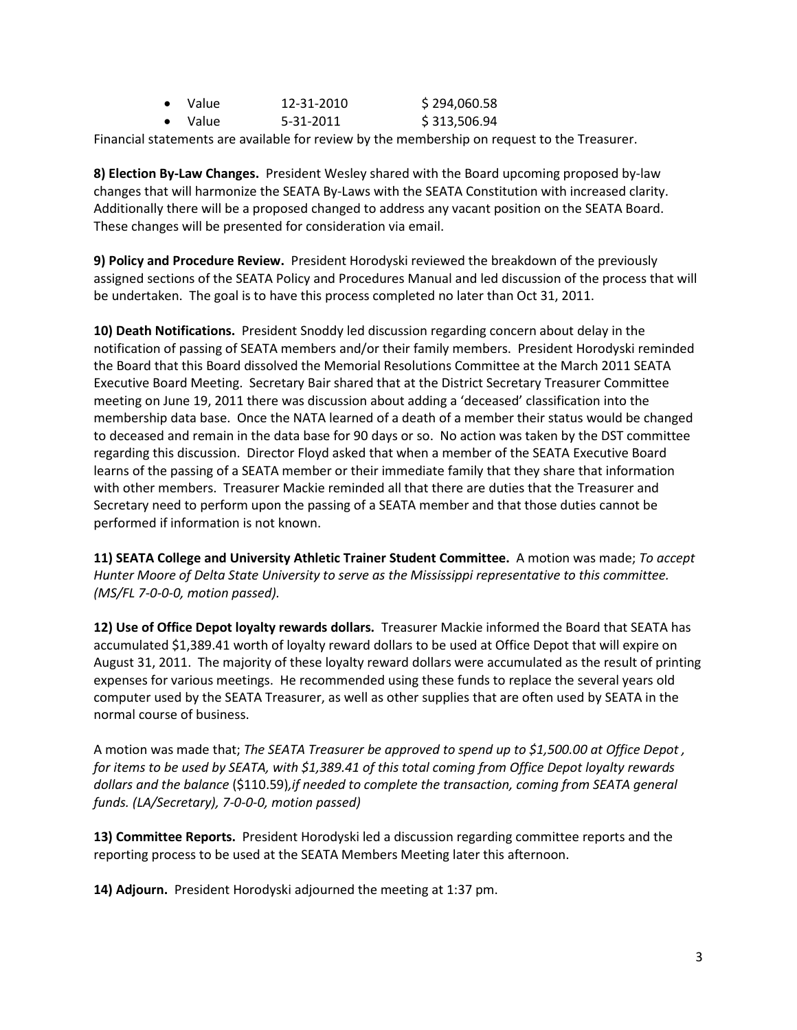- Value 12-31-2010 $ 294,060.58
- Value 5-31-2011 $ 313,506.94

Financial statements are available for review by the membership on request to the Treasurer.

**8) Election By-Law Changes.** President Wesley shared with the Board upcoming proposed by-law changes that will harmonize the SEATA By-Laws with the SEATA Constitution with increased clarity. Additionally there will be a proposed changed to address any vacant position on the SEATA Board. These changes will be presented for consideration via email.

**9) Policy and Procedure Review.** President Horodyski reviewed the breakdown of the previously assigned sections of the SEATA Policy and Procedures Manual and led discussion of the process that will be undertaken. The goal is to have this process completed no later than Oct 31, 2011.

**10) Death Notifications.** President Snoddy led discussion regarding concern about delay in the notification of passing of SEATA members and/or their family members. President Horodyski reminded the Board that this Board dissolved the Memorial Resolutions Committee at the March 2011 SEATA Executive Board Meeting. Secretary Bair shared that at the District Secretary Treasurer Committee meeting on June 19, 2011 there was discussion about adding a 'deceased' classification into the membership data base. Once the NATA learned of a death of a member their status would be changed to deceased and remain in the data base for 90 days or so. No action was taken by the DST committee regarding this discussion. Director Floyd asked that when a member of the SEATA Executive Board learns of the passing of a SEATA member or their immediate family that they share that information with other members. Treasurer Mackie reminded all that there are duties that the Treasurer and Secretary need to perform upon the passing of a SEATA member and that those duties cannot be performed if information is not known.

**11) SEATA College and University Athletic Trainer Student Committee.** A motion was made; *To accept Hunter Moore of Delta State University to serve as the Mississippi representative to this committee. (MS/FL 7-0-0-0, motion passed).*

**12) Use of Office Depot loyalty rewards dollars.** Treasurer Mackie informed the Board that SEATA has accumulated $1,389.41 worth of loyalty reward dollars to be used at Office Depot that will expire on August 31, 2011. The majority of these loyalty reward dollars were accumulated as the result of printing expenses for various meetings. He recommended using these funds to replace the several years old computer used by the SEATA Treasurer, as well as other supplies that are often used by SEATA in the normal course of business.

A motion was made that; *The SEATA Treasurer be approved to spend up to $1,500.00 at Office Depot , for items to be used by SEATA, with $1,389.41 of this total coming from Office Depot loyalty rewards dollars and the balance* ($110.59)*,if needed to complete the transaction, coming from SEATA general funds. (LA/Secretary), 7-0-0-0, motion passed)*

**13) Committee Reports.** President Horodyski led a discussion regarding committee reports and the reporting process to be used at the SEATA Members Meeting later this afternoon.

**14) Adjourn.** President Horodyski adjourned the meeting at 1:37 pm.